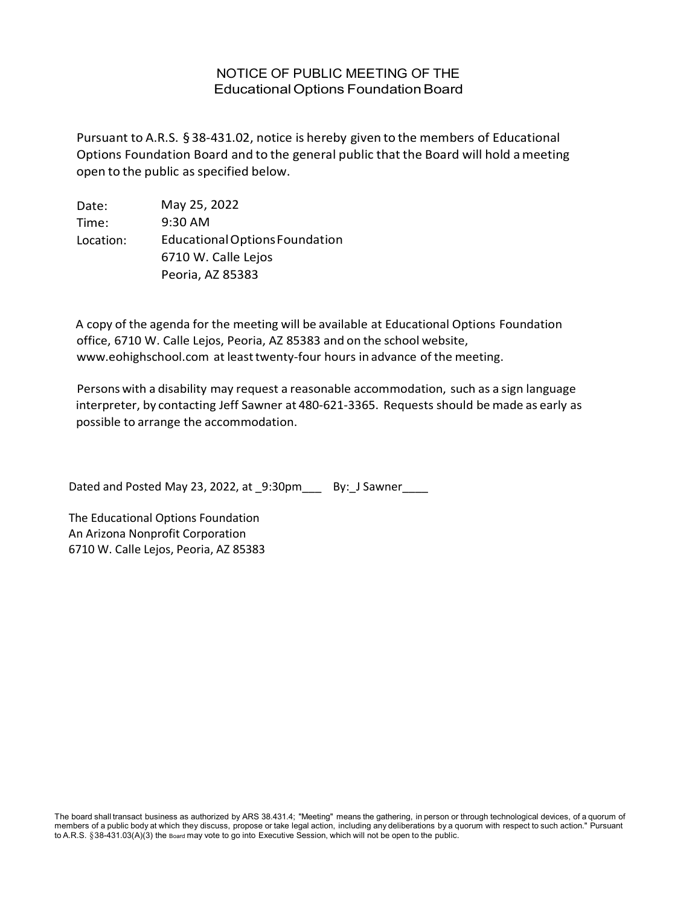# NOTICE OF PUBLIC MEETING OF THE
# Educational Options Foundation Board

Pursuant to A.R.S. § 38-431.02, notice is hereby given to the members of Educational Options Foundation Board and to the general public that the Board will hold a meeting open to the public as specified below.

| | |
|---|---|
| Date: | May 25, 2022 |
| Time: | 9:30 AM |
| Location: | Educational Options Foundation<br>6710 W. Calle Lejos<br>Peoria, AZ 85383 |

A copy of the agenda for the meeting will be available at Educational Options Foundation office, 6710 W. Calle Lejos, Peoria, AZ 85383 and on the school website, www.eohighschool.com at least twenty-four hours in advance of the meeting.

Persons with a disability may request a reasonable accommodation, such as a sign language interpreter, by contacting Jeff Sawner at 480-621-3365. Requests should be made as early as possible to arrange the accommodation.

Dated and Posted May 23, 2022, at _9:30pm___ By:_J Sawner____

The Educational Options Foundation
An Arizona Nonprofit Corporation
6710 W. Calle Lejos, Peoria, AZ 85383

The board shall transact business as authorized by ARS 38.431.4; "Meeting" means the gathering, in person or through technological devices, of a quorum of members of a public body at which they discuss, propose or take legal action, including any deliberations by a quorum with respect to such action." Pursuant to A.R.S. §38-431.03(A)(3) the Board may vote to go into Executive Session, which will not be open to the public.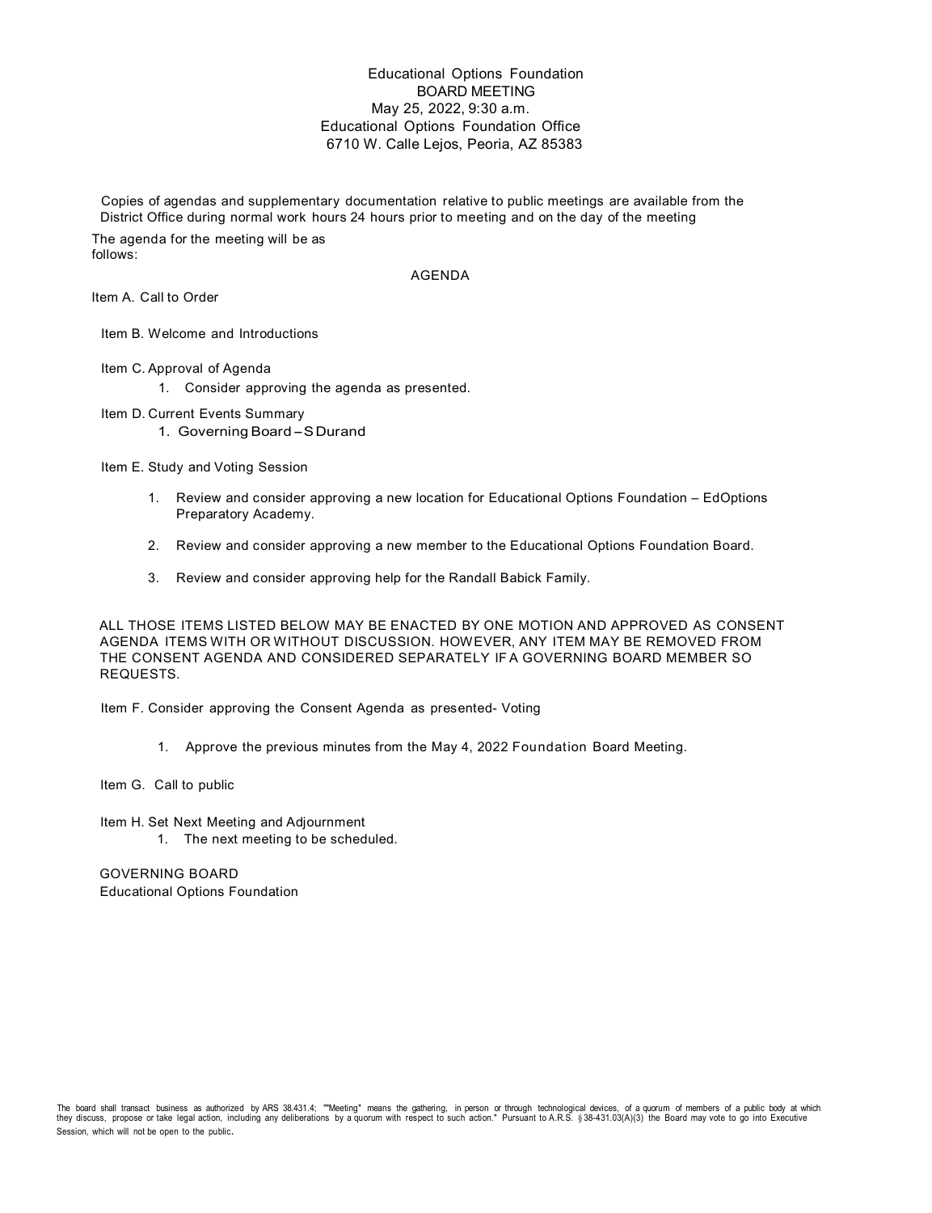Educational Options Foundation
BOARD MEETING
May 25, 2022, 9:30 a.m.
Educational Options Foundation Office
6710 W. Calle Lejos, Peoria, AZ 85383

Copies of agendas and supplementary documentation relative to public meetings are available from the District Office during normal work hours 24 hours prior to meeting and on the day of the meeting

The agenda for the meeting will be as follows:

## AGENDA

Item A. Call to Order

Item B. Welcome and Introductions

Item C. Approval of Agenda

1. Consider approving the agenda as presented.

Item D. Current Events Summary

1. Governing Board – S Durand

Item E. Study and Voting Session

1. Review and consider approving a new location for Educational Options Foundation – EdOptions Preparatory Academy.
2. Review and consider approving a new member to the Educational Options Foundation Board.
3. Review and consider approving help for the Randall Babick Family.

ALL THOSE ITEMS LISTED BELOW MAY BE ENACTED BY ONE MOTION AND APPROVED AS CONSENT AGENDA ITEMS WITH OR WITHOUT DISCUSSION. HOWEVER, ANY ITEM MAY BE REMOVED FROM THE CONSENT AGENDA AND CONSIDERED SEPARATELY IF A GOVERNING BOARD MEMBER SO REQUESTS.

Item F. Consider approving the Consent Agenda as presented- Voting

1. Approve the previous minutes from the May 4, 2022 Foundation Board Meeting.

Item G. Call to public

Item H. Set Next Meeting and Adjournment

1. The next meeting to be scheduled.

GOVERNING BOARD
Educational Options Foundation

The board shall transact business as authorized by ARS 38.431.4; ""Meeting" means the gathering, in person or through technological devices, of a quorum of members of a public body at which they discuss, propose or take legal action, including any deliberations by a quorum with respect to such action." Pursuant to A.R.S. § 38-431.03(A)(3) the Board may vote to go into Executive Session, which will not be open to the public.